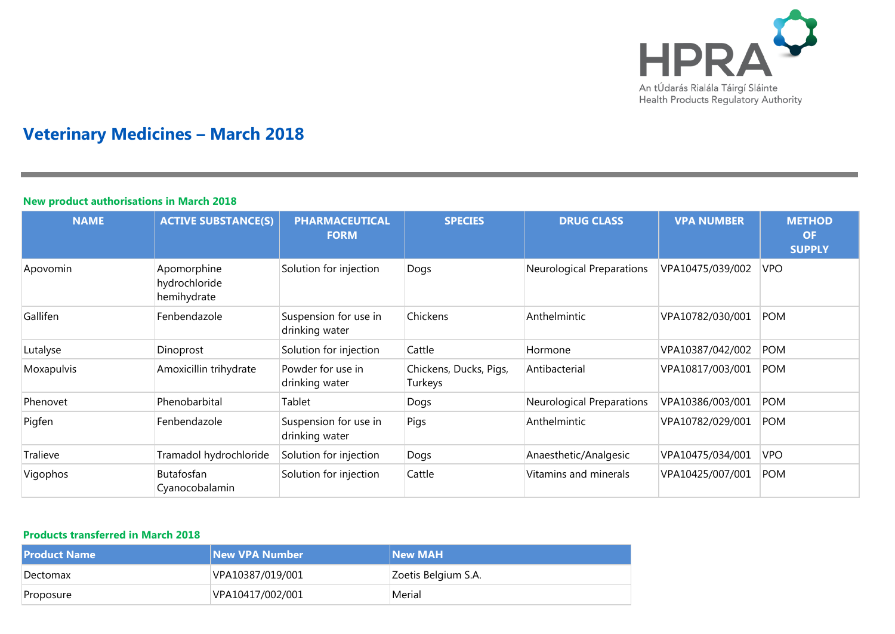An tÚdarás Rialála Táirgí Sláinte
Health Products Regulatory Authority

# Veterinary Medicines – March 2018

### New product authorisations in March 2018

| NAME | ACTIVE SUBSTANCE(S) | PHARMACEUTICAL FORM | SPECIES | DRUG CLASS | VPA NUMBER | METHOD OF SUPPLY |
|---|---|---|---|---|---|---|
| Apovomin | Apomorphine hydrochloride hemihydrate | Solution for injection | Dogs | Neurological Preparations | VPA10475/039/002 | VPO |
| Gallifen | Fenbendazole | Suspension for use in drinking water | Chickens | Anthelmintic | VPA10782/030/001 | POM |
| Lutalyse | Dinoprost | Solution for injection | Cattle | Hormone | VPA10387/042/002 | POM |
| Moxapulvis | Amoxicillin trihydrate | Powder for use in drinking water | Chickens, Ducks, Pigs, Turkeys | Antibacterial | VPA10817/003/001 | POM |
| Phenovet | Phenobarbital | Tablet | Dogs | Neurological Preparations | VPA10386/003/001 | POM |
| Pigfen | Fenbendazole | Suspension for use in drinking water | Pigs | Anthelmintic | VPA10782/029/001 | POM |
| Tralieve | Tramadol hydrochloride | Solution for injection | Dogs | Anaesthetic/Analgesic | VPA10475/034/001 | VPO |
| Vigophos | Butafosfan Cyanocobalamin | Solution for injection | Cattle | Vitamins and minerals | VPA10425/007/001 | POM |

### Products transferred in March 2018

| Product Name | New VPA Number | New MAH |
|---|---|---|
| Dectomax | VPA10387/019/001 | Zoetis Belgium S.A. |
| Proposure | VPA10417/002/001 | Merial |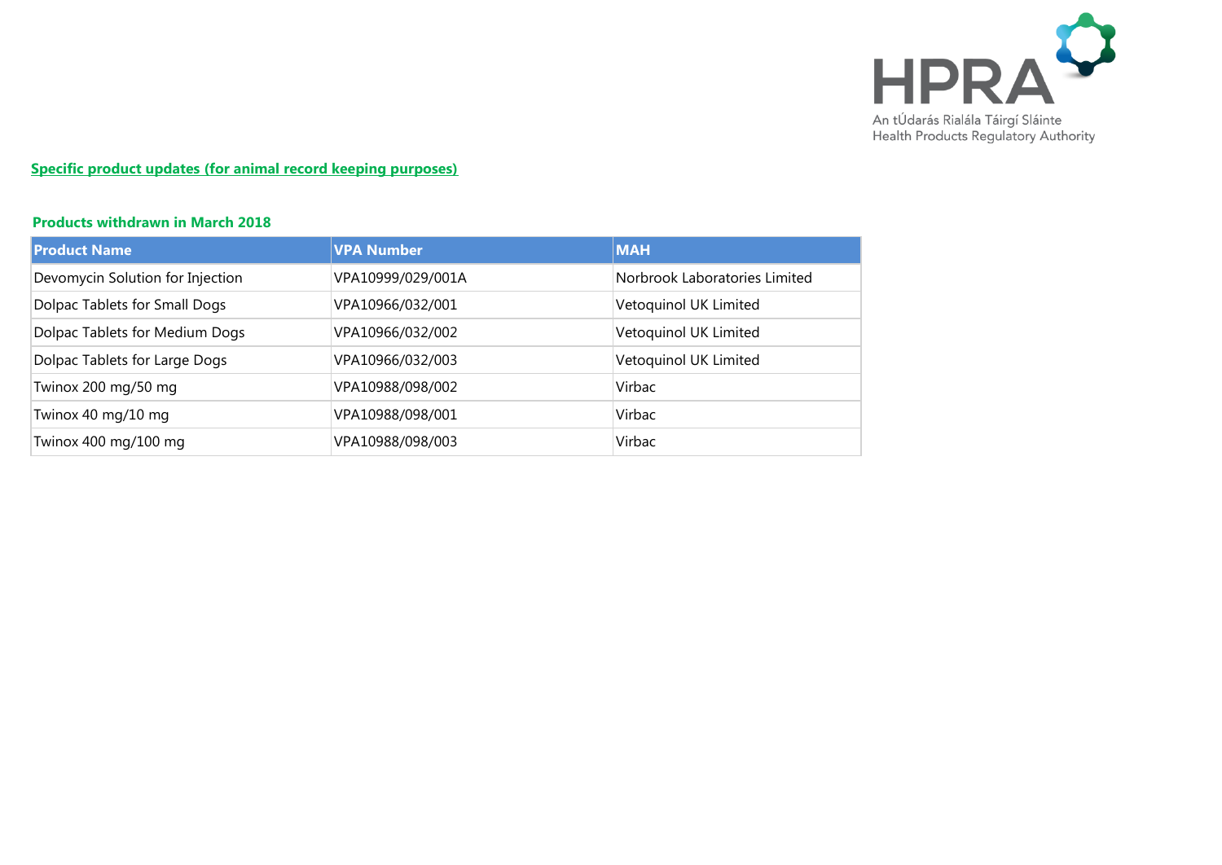**Specific product updates (for animal record keeping purposes)**

### Products withdrawn in March 2018

| Product Name | VPA Number | MAH |
|---|---|---|
| Devomycin Solution for Injection | VPA10999/029/001A | Norbrook Laboratories Limited |
| Dolpac Tablets for Small Dogs | VPA10966/032/001 | Vetoquinol UK Limited |
| Dolpac Tablets for Medium Dogs | VPA10966/032/002 | Vetoquinol UK Limited |
| Dolpac Tablets for Large Dogs | VPA10966/032/003 | Vetoquinol UK Limited |
| Twinox 200 mg/50 mg | VPA10988/098/002 | Virbac |
| Twinox 40 mg/10 mg | VPA10988/098/001 | Virbac |
| Twinox 400 mg/100 mg | VPA10988/098/003 | Virbac |